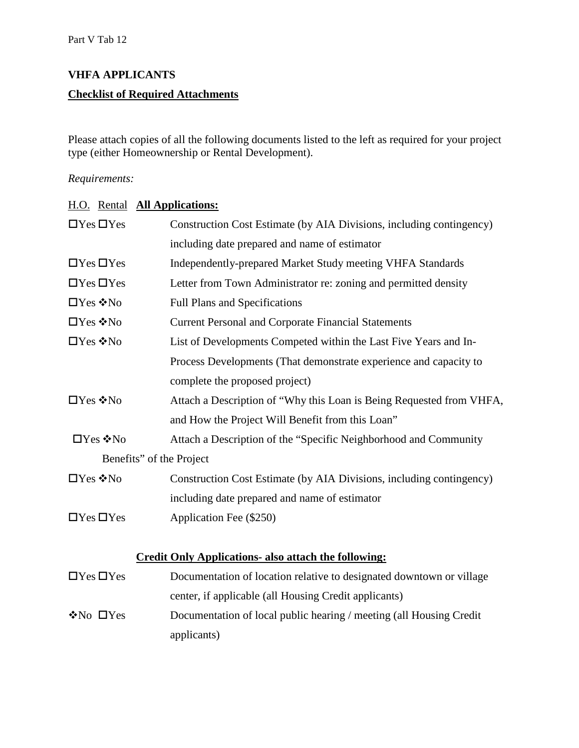Part V Tab 12

**VHFA APPLICANTS**

**Checklist of Required Attachments**

Please attach copies of all the following documents listed to the left as required for your project type (either Homeownership or Rental Development).

*Requirements:*

| H.O. | Rental | **All Applications:** |
|---|---|---|
| ☐Yes | ☐Yes | Construction Cost Estimate (by AIA Divisions, including contingency) including date prepared and name of estimator |
| ☐Yes | ☐Yes | Independently-prepared Market Study meeting VHFA Standards |
| ☐Yes | ☐Yes | Letter from Town Administrator re: zoning and permitted density |
| ☐Yes | ❖No | Full Plans and Specifications |
| ☐Yes | ❖No | Current Personal and Corporate Financial Statements |
| ☐Yes | ❖No | List of Developments Competed within the Last Five Years and In-Process Developments (That demonstrate experience and capacity to complete the proposed project) |
| ☐Yes | ❖No | Attach a Description of "Why this Loan is Being Requested from VHFA, and How the Project Will Benefit from this Loan" |
| ☐Yes | ❖No | Attach a Description of the "Specific Neighborhood and Community Benefits" of the Project |
| ☐Yes | ❖No | Construction Cost Estimate (by AIA Divisions, including contingency) including date prepared and name of estimator |
| ☐Yes | ☐Yes | Application Fee ($250) |
| | | **Credit Only Applications- also attach the following:** |
| ☐Yes | ☐Yes | Documentation of location relative to designated downtown or village center, if applicable (all Housing Credit applicants) |
| ❖No | ☐Yes | Documentation of local public hearing / meeting (all Housing Credit applicants) |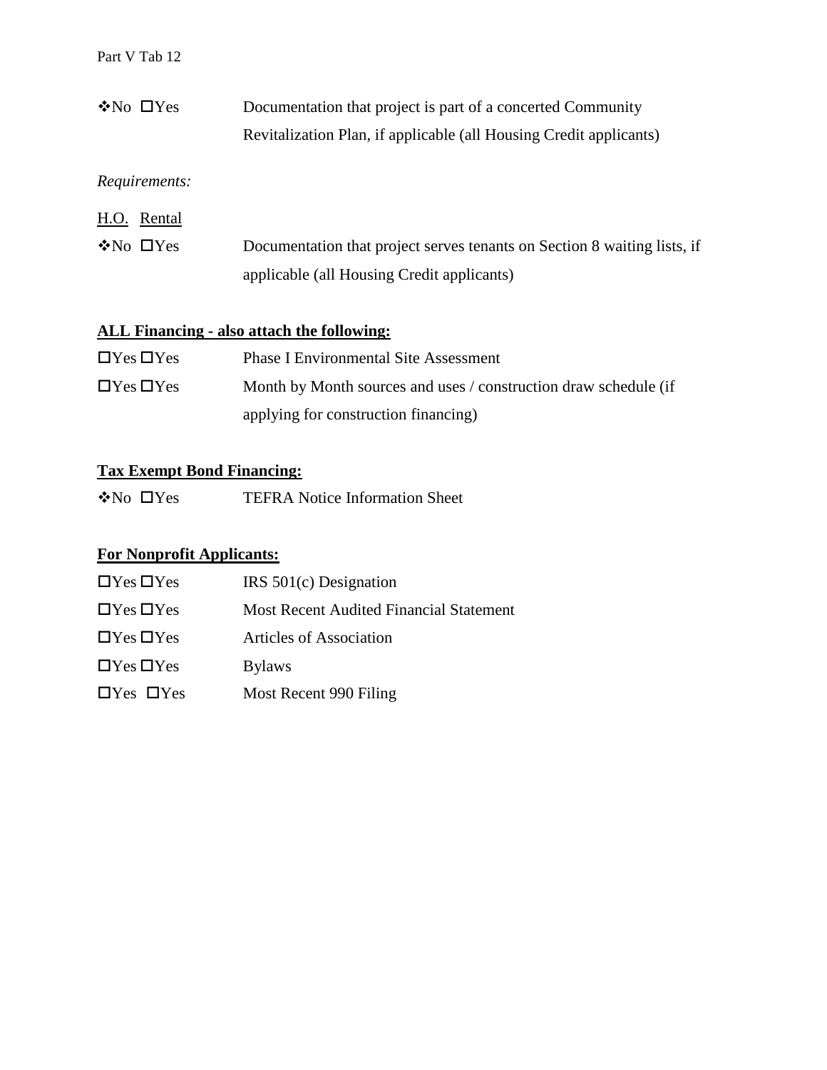Part V Tab 12

❖No ☐Yes Documentation that project is part of a concerted Community Revitalization Plan, if applicable (all Housing Credit applicants)

*Requirements:*

<u>H.O.</u> <u>Rental</u>

❖No ☐Yes Documentation that project serves tenants on Section 8 waiting lists, if applicable (all Housing Credit applicants)

**<u>ALL Financing - also attach the following:</u>**

☐Yes ☐Yes Phase I Environmental Site Assessment

☐Yes ☐Yes Month by Month sources and uses / construction draw schedule (if applying for construction financing)

**<u>Tax Exempt Bond Financing:</u>**

❖No ☐Yes TEFRA Notice Information Sheet

**<u>For Nonprofit Applicants:</u>**

☐Yes ☐Yes IRS 501(c) Designation

☐Yes ☐Yes Most Recent Audited Financial Statement

☐Yes ☐Yes Articles of Association

☐Yes ☐Yes Bylaws

☐Yes ☐Yes Most Recent 990 Filing